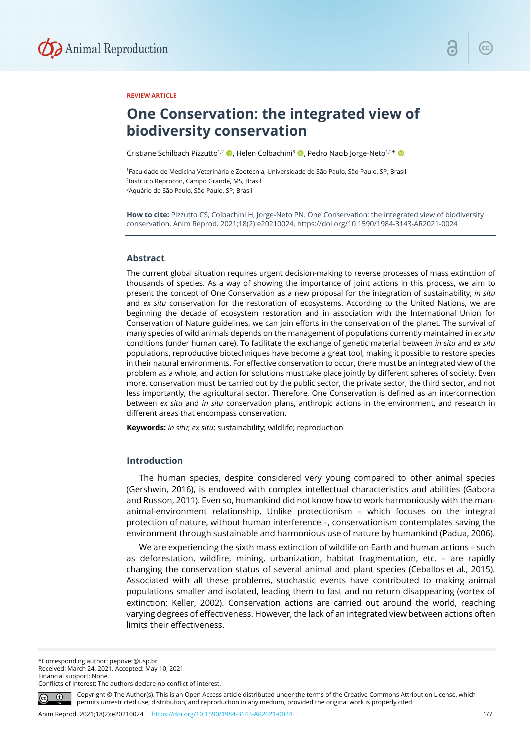REVIEW ARTICLE

# One Conservation: the integrated view of biodiversity conservation

Cristiane Schilbach Pizzutto[1,2], Helen Colbachini[3], Pedro Nacib Jorge-Neto[1,2]*

[1]Faculdade de Medicina Veterinária e Zootecnia, Universidade de São Paulo, São Paulo, SP, Brasil
[2]Instituto Reprocon, Campo Grande, MS, Brasil
[3]Aquário de São Paulo, São Paulo, SP, Brasil

**How to cite:** Pizzutto CS, Colbachini H, Jorge-Neto PN. One Conservation: the integrated view of biodiversity conservation. Anim Reprod. 2021;18(2):e20210024. https://doi.org/10.1590/1984-3143-AR2021-0024

## Abstract

The current global situation requires urgent decision-making to reverse processes of mass extinction of thousands of species. As a way of showing the importance of joint actions in this process, we aim to present the concept of One Conservation as a new proposal for the integration of sustainability, *in situ* and *ex situ* conservation for the restoration of ecosystems. According to the United Nations, we are beginning the decade of ecosystem restoration and in association with the International Union for Conservation of Nature guidelines, we can join efforts in the conservation of the planet. The survival of many species of wild animals depends on the management of populations currently maintained in *ex situ* conditions (under human care). To facilitate the exchange of genetic material between *in situ* and *ex situ* populations, reproductive biotechniques have become a great tool, making it possible to restore species in their natural environments. For effective conservation to occur, there must be an integrated view of the problem as a whole, and action for solutions must take place jointly by different spheres of society. Even more, conservation must be carried out by the public sector, the private sector, the third sector, and not less importantly, the agricultural sector. Therefore, One Conservation is defined as an interconnection between *ex situ* and *in situ* conservation plans, anthropic actions in the environment, and research in different areas that encompass conservation.

**Keywords:** *in situ*; *ex situ*; sustainability; wildlife; reproduction

## Introduction

The human species, despite considered very young compared to other animal species (Gershwin, 2016), is endowed with complex intellectual characteristics and abilities (Gabora and Russon, 2011). Even so, humankind did not know how to work harmoniously with the man-animal-environment relationship. Unlike protectionism – which focuses on the integral protection of nature, without human interference –, conservationism contemplates saving the environment through sustainable and harmonious use of nature by humankind (Padua, 2006).

We are experiencing the sixth mass extinction of wildlife on Earth and human actions – such as deforestation, wildfire, mining, urbanization, habitat fragmentation, etc. – are rapidly changing the conservation status of several animal and plant species (Ceballos et al., 2015). Associated with all these problems, stochastic events have contributed to making animal populations smaller and isolated, leading them to fast and no return disappearing (vortex of extinction; Keller, 2002). Conservation actions are carried out around the world, reaching varying degrees of effectiveness. However, the lack of an integrated view between actions often limits their effectiveness.

*Corresponding author: pepovet@usp.br
Received: March 24, 2021. Accepted: May 10, 2021
Financial support: None.
Conflicts of interest: The authors declare no conflict of interest.

Copyright © The Author(s). This is an Open Access article distributed under the terms of the Creative Commons Attribution License, which permits unrestricted use, distribution, and reproduction in any medium, provided the original work is properly cited.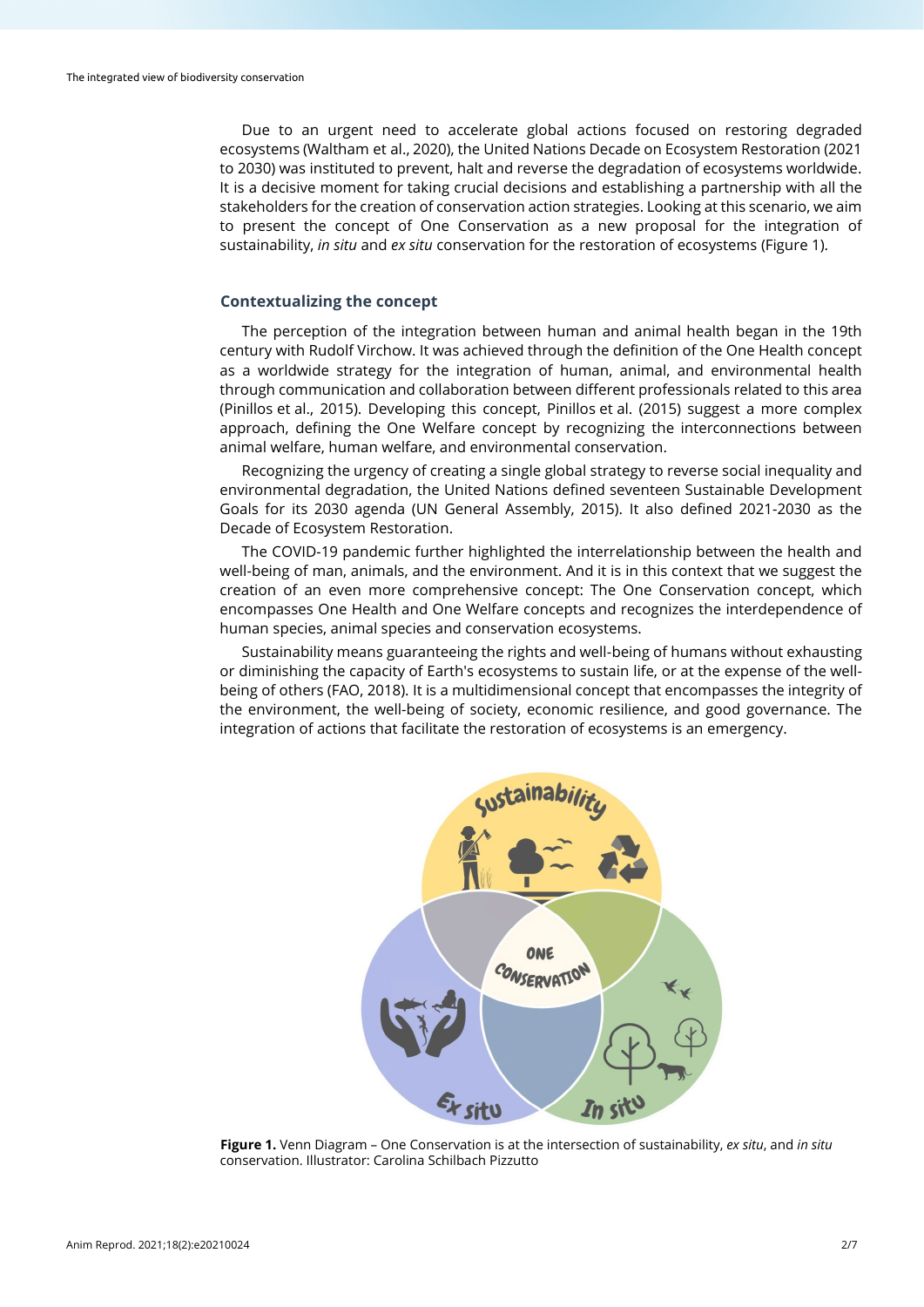Due to an urgent need to accelerate global actions focused on restoring degraded ecosystems (Waltham et al., 2020), the United Nations Decade on Ecosystem Restoration (2021 to 2030) was instituted to prevent, halt and reverse the degradation of ecosystems worldwide. It is a decisive moment for taking crucial decisions and establishing a partnership with all the stakeholders for the creation of conservation action strategies. Looking at this scenario, we aim to present the concept of One Conservation as a new proposal for the integration of sustainability, *in situ* and *ex situ* conservation for the restoration of ecosystems (Figure 1).

## Contextualizing the concept

The perception of the integration between human and animal health began in the 19th century with Rudolf Virchow. It was achieved through the definition of the One Health concept as a worldwide strategy for the integration of human, animal, and environmental health through communication and collaboration between different professionals related to this area (Pinillos et al., 2015). Developing this concept, Pinillos et al. (2015) suggest a more complex approach, defining the One Welfare concept by recognizing the interconnections between animal welfare, human welfare, and environmental conservation.

Recognizing the urgency of creating a single global strategy to reverse social inequality and environmental degradation, the United Nations defined seventeen Sustainable Development Goals for its 2030 agenda (UN General Assembly, 2015). It also defined 2021-2030 as the Decade of Ecosystem Restoration.

The COVID-19 pandemic further highlighted the interrelationship between the health and well-being of man, animals, and the environment. And it is in this context that we suggest the creation of an even more comprehensive concept: The One Conservation concept, which encompasses One Health and One Welfare concepts and recognizes the interdependence of human species, animal species and conservation ecosystems.

Sustainability means guaranteeing the rights and well-being of humans without exhausting or diminishing the capacity of Earth's ecosystems to sustain life, or at the expense of the well-being of others (FAO, 2018). It is a multidimensional concept that encompasses the integrity of the environment, the well-being of society, economic resilience, and good governance. The integration of actions that facilitate the restoration of ecosystems is an emergency.

**Figure 1.** Venn Diagram – One Conservation is at the intersection of sustainability, *ex situ*, and *in situ* conservation. Illustrator: Carolina Schilbach Pizzutto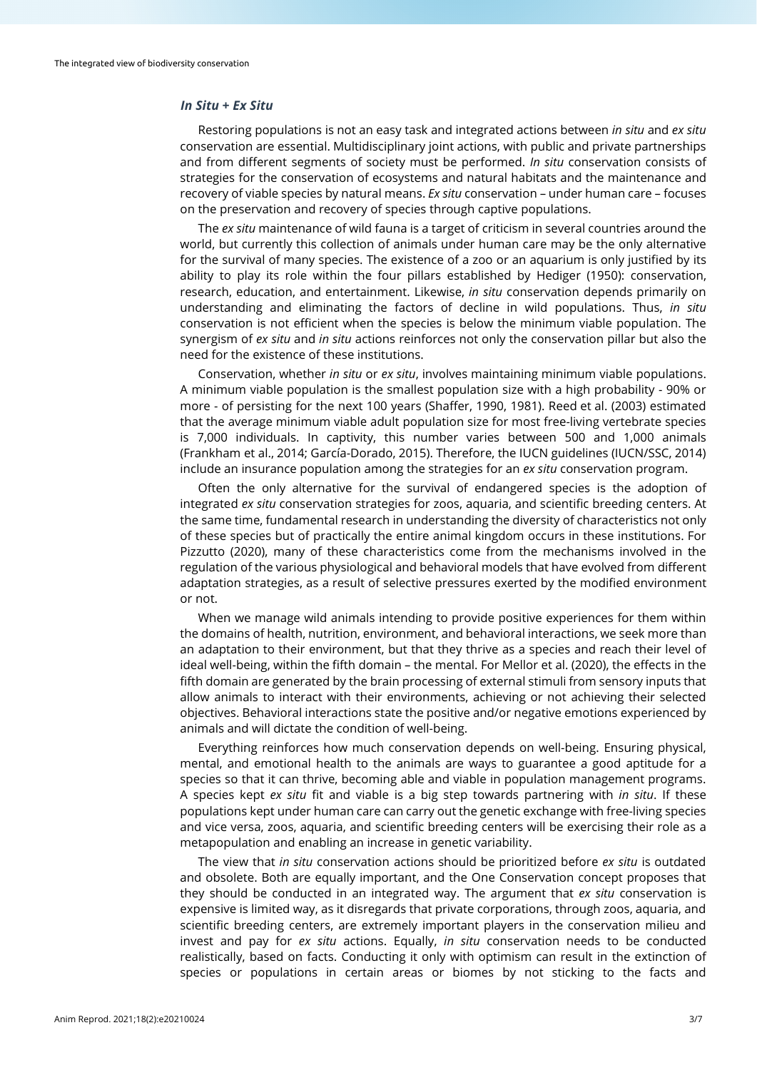### *In Situ + Ex Situ*

Restoring populations is not an easy task and integrated actions between *in situ* and *ex situ* conservation are essential. Multidisciplinary joint actions, with public and private partnerships and from different segments of society must be performed. *In situ* conservation consists of strategies for the conservation of ecosystems and natural habitats and the maintenance and recovery of viable species by natural means. *Ex situ* conservation – under human care – focuses on the preservation and recovery of species through captive populations.

The *ex situ* maintenance of wild fauna is a target of criticism in several countries around the world, but currently this collection of animals under human care may be the only alternative for the survival of many species. The existence of a zoo or an aquarium is only justified by its ability to play its role within the four pillars established by Hediger (1950): conservation, research, education, and entertainment. Likewise, *in situ* conservation depends primarily on understanding and eliminating the factors of decline in wild populations. Thus, *in situ* conservation is not efficient when the species is below the minimum viable population. The synergism of *ex situ* and *in situ* actions reinforces not only the conservation pillar but also the need for the existence of these institutions.

Conservation, whether *in situ* or *ex situ*, involves maintaining minimum viable populations. A minimum viable population is the smallest population size with a high probability - 90% or more - of persisting for the next 100 years (Shaffer, 1990, 1981). Reed et al. (2003) estimated that the average minimum viable adult population size for most free-living vertebrate species is 7,000 individuals. In captivity, this number varies between 500 and 1,000 animals (Frankham et al., 2014; García-Dorado, 2015). Therefore, the IUCN guidelines (IUCN/SSC, 2014) include an insurance population among the strategies for an *ex situ* conservation program.

Often the only alternative for the survival of endangered species is the adoption of integrated *ex situ* conservation strategies for zoos, aquaria, and scientific breeding centers. At the same time, fundamental research in understanding the diversity of characteristics not only of these species but of practically the entire animal kingdom occurs in these institutions. For Pizzutto (2020), many of these characteristics come from the mechanisms involved in the regulation of the various physiological and behavioral models that have evolved from different adaptation strategies, as a result of selective pressures exerted by the modified environment or not.

When we manage wild animals intending to provide positive experiences for them within the domains of health, nutrition, environment, and behavioral interactions, we seek more than an adaptation to their environment, but that they thrive as a species and reach their level of ideal well-being, within the fifth domain – the mental. For Mellor et al. (2020), the effects in the fifth domain are generated by the brain processing of external stimuli from sensory inputs that allow animals to interact with their environments, achieving or not achieving their selected objectives. Behavioral interactions state the positive and/or negative emotions experienced by animals and will dictate the condition of well-being.

Everything reinforces how much conservation depends on well-being. Ensuring physical, mental, and emotional health to the animals are ways to guarantee a good aptitude for a species so that it can thrive, becoming able and viable in population management programs. A species kept *ex situ* fit and viable is a big step towards partnering with *in situ*. If these populations kept under human care can carry out the genetic exchange with free-living species and vice versa, zoos, aquaria, and scientific breeding centers will be exercising their role as a metapopulation and enabling an increase in genetic variability.

The view that *in situ* conservation actions should be prioritized before *ex situ* is outdated and obsolete. Both are equally important, and the One Conservation concept proposes that they should be conducted in an integrated way. The argument that *ex situ* conservation is expensive is limited way, as it disregards that private corporations, through zoos, aquaria, and scientific breeding centers, are extremely important players in the conservation milieu and invest and pay for *ex situ* actions. Equally, *in situ* conservation needs to be conducted realistically, based on facts. Conducting it only with optimism can result in the extinction of species or populations in certain areas or biomes by not sticking to the facts and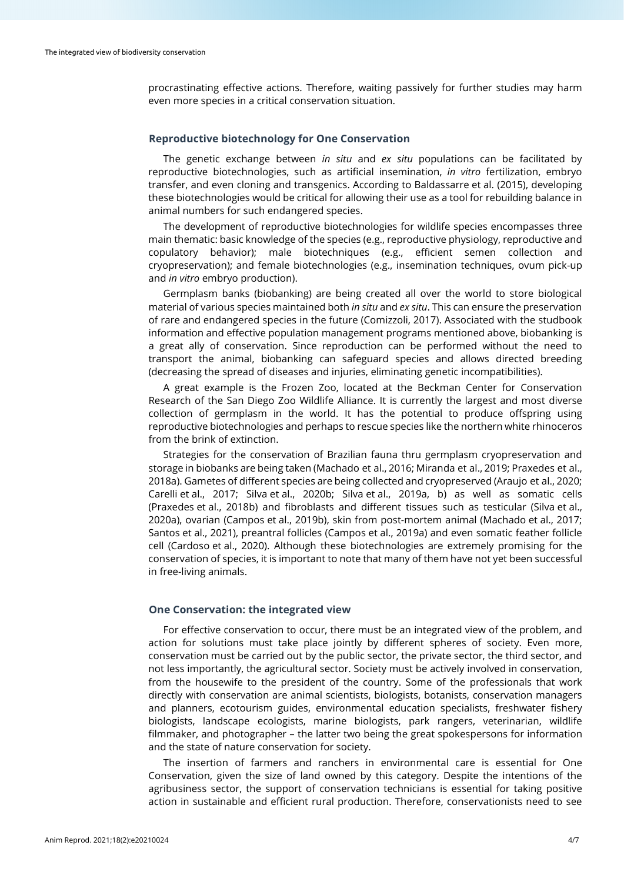procrastinating effective actions. Therefore, waiting passively for further studies may harm even more species in a critical conservation situation.

## Reproductive biotechnology for One Conservation

The genetic exchange between *in situ* and *ex situ* populations can be facilitated by reproductive biotechnologies, such as artificial insemination, *in vitro* fertilization, embryo transfer, and even cloning and transgenics. According to Baldassarre et al. (2015), developing these biotechnologies would be critical for allowing their use as a tool for rebuilding balance in animal numbers for such endangered species.

The development of reproductive biotechnologies for wildlife species encompasses three main thematic: basic knowledge of the species (e.g., reproductive physiology, reproductive and copulatory behavior); male biotechniques (e.g., efficient semen collection and cryopreservation); and female biotechnologies (e.g., insemination techniques, ovum pick-up and *in vitro* embryo production).

Germplasm banks (biobanking) are being created all over the world to store biological material of various species maintained both *in situ* and *ex situ*. This can ensure the preservation of rare and endangered species in the future (Comizzoli, 2017). Associated with the studbook information and effective population management programs mentioned above, biobanking is a great ally of conservation. Since reproduction can be performed without the need to transport the animal, biobanking can safeguard species and allows directed breeding (decreasing the spread of diseases and injuries, eliminating genetic incompatibilities).

A great example is the Frozen Zoo, located at the Beckman Center for Conservation Research of the San Diego Zoo Wildlife Alliance. It is currently the largest and most diverse collection of germplasm in the world. It has the potential to produce offspring using reproductive biotechnologies and perhaps to rescue species like the northern white rhinoceros from the brink of extinction.

Strategies for the conservation of Brazilian fauna thru germplasm cryopreservation and storage in biobanks are being taken (Machado et al., 2016; Miranda et al., 2019; Praxedes et al., 2018a). Gametes of different species are being collected and cryopreserved (Araujo et al., 2020; Carelli et al., 2017; Silva et al., 2020b; Silva et al., 2019a, b) as well as somatic cells (Praxedes et al., 2018b) and fibroblasts and different tissues such as testicular (Silva et al., 2020a), ovarian (Campos et al., 2019b), skin from post-mortem animal (Machado et al., 2017; Santos et al., 2021), preantral follicles (Campos et al., 2019a) and even somatic feather follicle cell (Cardoso et al., 2020). Although these biotechnologies are extremely promising for the conservation of species, it is important to note that many of them have not yet been successful in free-living animals.

## One Conservation: the integrated view

For effective conservation to occur, there must be an integrated view of the problem, and action for solutions must take place jointly by different spheres of society. Even more, conservation must be carried out by the public sector, the private sector, the third sector, and not less importantly, the agricultural sector. Society must be actively involved in conservation, from the housewife to the president of the country. Some of the professionals that work directly with conservation are animal scientists, biologists, botanists, conservation managers and planners, ecotourism guides, environmental education specialists, freshwater fishery biologists, landscape ecologists, marine biologists, park rangers, veterinarian, wildlife filmmaker, and photographer – the latter two being the great spokespersons for information and the state of nature conservation for society.

The insertion of farmers and ranchers in environmental care is essential for One Conservation, given the size of land owned by this category. Despite the intentions of the agribusiness sector, the support of conservation technicians is essential for taking positive action in sustainable and efficient rural production. Therefore, conservationists need to see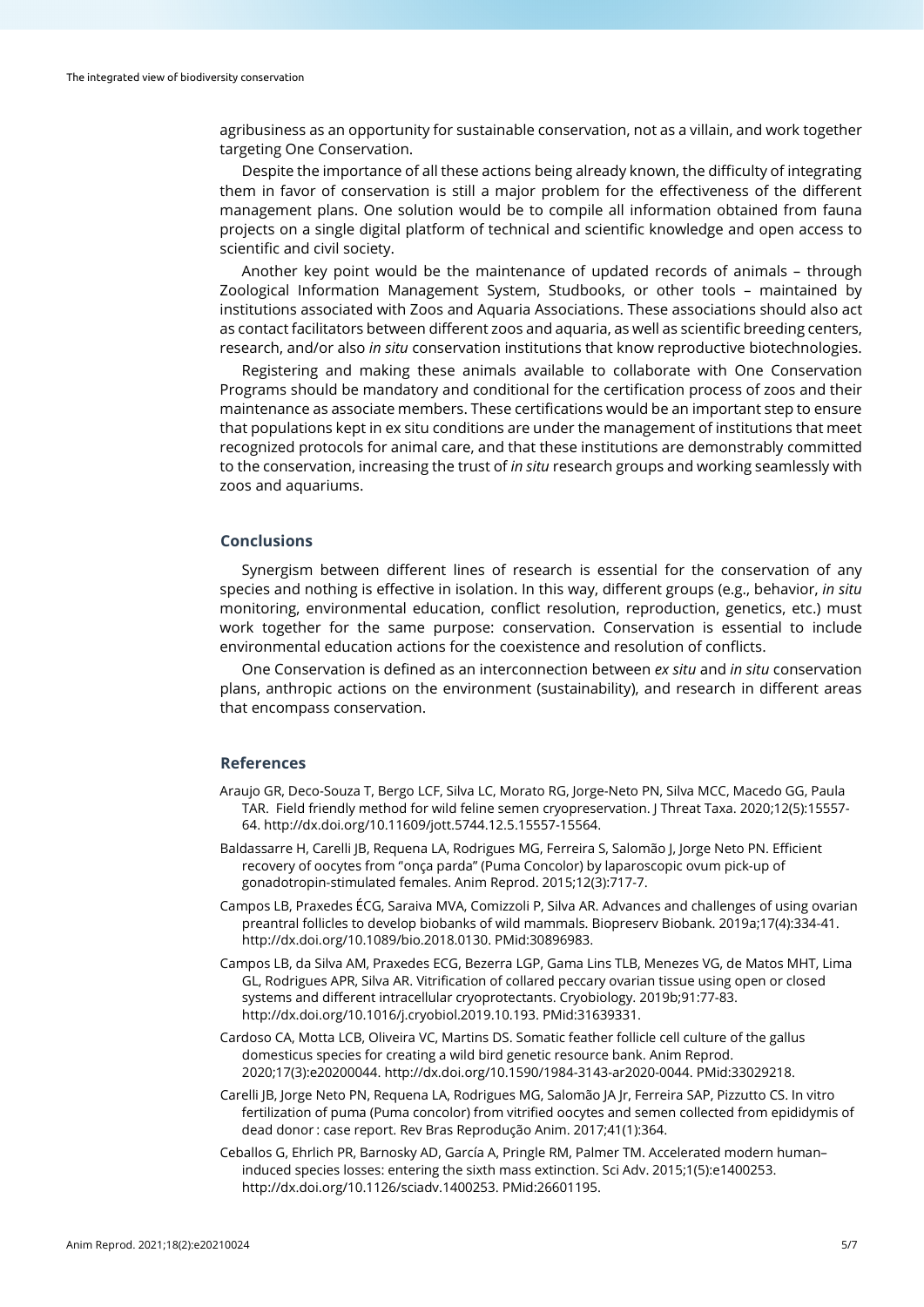agribusiness as an opportunity for sustainable conservation, not as a villain, and work together targeting One Conservation.

Despite the importance of all these actions being already known, the difficulty of integrating them in favor of conservation is still a major problem for the effectiveness of the different management plans. One solution would be to compile all information obtained from fauna projects on a single digital platform of technical and scientific knowledge and open access to scientific and civil society.

Another key point would be the maintenance of updated records of animals – through Zoological Information Management System, Studbooks, or other tools – maintained by institutions associated with Zoos and Aquaria Associations. These associations should also act as contact facilitators between different zoos and aquaria, as well as scientific breeding centers, research, and/or also *in situ* conservation institutions that know reproductive biotechnologies.

Registering and making these animals available to collaborate with One Conservation Programs should be mandatory and conditional for the certification process of zoos and their maintenance as associate members. These certifications would be an important step to ensure that populations kept in ex situ conditions are under the management of institutions that meet recognized protocols for animal care, and that these institutions are demonstrably committed to the conservation, increasing the trust of *in situ* research groups and working seamlessly with zoos and aquariums.

## Conclusions

Synergism between different lines of research is essential for the conservation of any species and nothing is effective in isolation. In this way, different groups (e.g., behavior, *in situ* monitoring, environmental education, conflict resolution, reproduction, genetics, etc.) must work together for the same purpose: conservation. Conservation is essential to include environmental education actions for the coexistence and resolution of conflicts.

One Conservation is defined as an interconnection between *ex situ* and *in situ* conservation plans, anthropic actions on the environment (sustainability), and research in different areas that encompass conservation.

## References

Araujo GR, Deco-Souza T, Bergo LCF, Silva LC, Morato RG, Jorge-Neto PN, Silva MCC, Macedo GG, Paula TAR. Field friendly method for wild feline semen cryopreservation. J Threat Taxa. 2020;12(5):15557-64. http://dx.doi.org/10.11609/jott.5744.12.5.15557-15564.

Baldassarre H, Carelli JB, Requena LA, Rodrigues MG, Ferreira S, Salomão J, Jorge Neto PN. Efficient recovery of oocytes from "onça parda" (Puma Concolor) by laparoscopic ovum pick-up of gonadotropin-stimulated females. Anim Reprod. 2015;12(3):717-7.

Campos LB, Praxedes ÉCG, Saraiva MVA, Comizzoli P, Silva AR. Advances and challenges of using ovarian preantral follicles to develop biobanks of wild mammals. Biopreserv Biobank. 2019a;17(4):334-41. http://dx.doi.org/10.1089/bio.2018.0130. PMid:30896983.

Campos LB, da Silva AM, Praxedes ECG, Bezerra LGP, Gama Lins TLB, Menezes VG, de Matos MHT, Lima GL, Rodrigues APR, Silva AR. Vitrification of collared peccary ovarian tissue using open or closed systems and different intracellular cryoprotectants. Cryobiology. 2019b;91:77-83. http://dx.doi.org/10.1016/j.cryobiol.2019.10.193. PMid:31639331.

Cardoso CA, Motta LCB, Oliveira VC, Martins DS. Somatic feather follicle cell culture of the gallus domesticus species for creating a wild bird genetic resource bank. Anim Reprod. 2020;17(3):e20200044. http://dx.doi.org/10.1590/1984-3143-ar2020-0044. PMid:33029218.

Carelli JB, Jorge Neto PN, Requena LA, Rodrigues MG, Salomão JA Jr, Ferreira SAP, Pizzutto CS. In vitro fertilization of puma (Puma concolor) from vitrified oocytes and semen collected from epididymis of dead donor : case report. Rev Bras Reprodução Anim. 2017;41(1):364.

Ceballos G, Ehrlich PR, Barnosky AD, García A, Pringle RM, Palmer TM. Accelerated modern human–induced species losses: entering the sixth mass extinction. Sci Adv. 2015;1(5):e1400253. http://dx.doi.org/10.1126/sciadv.1400253. PMid:26601195.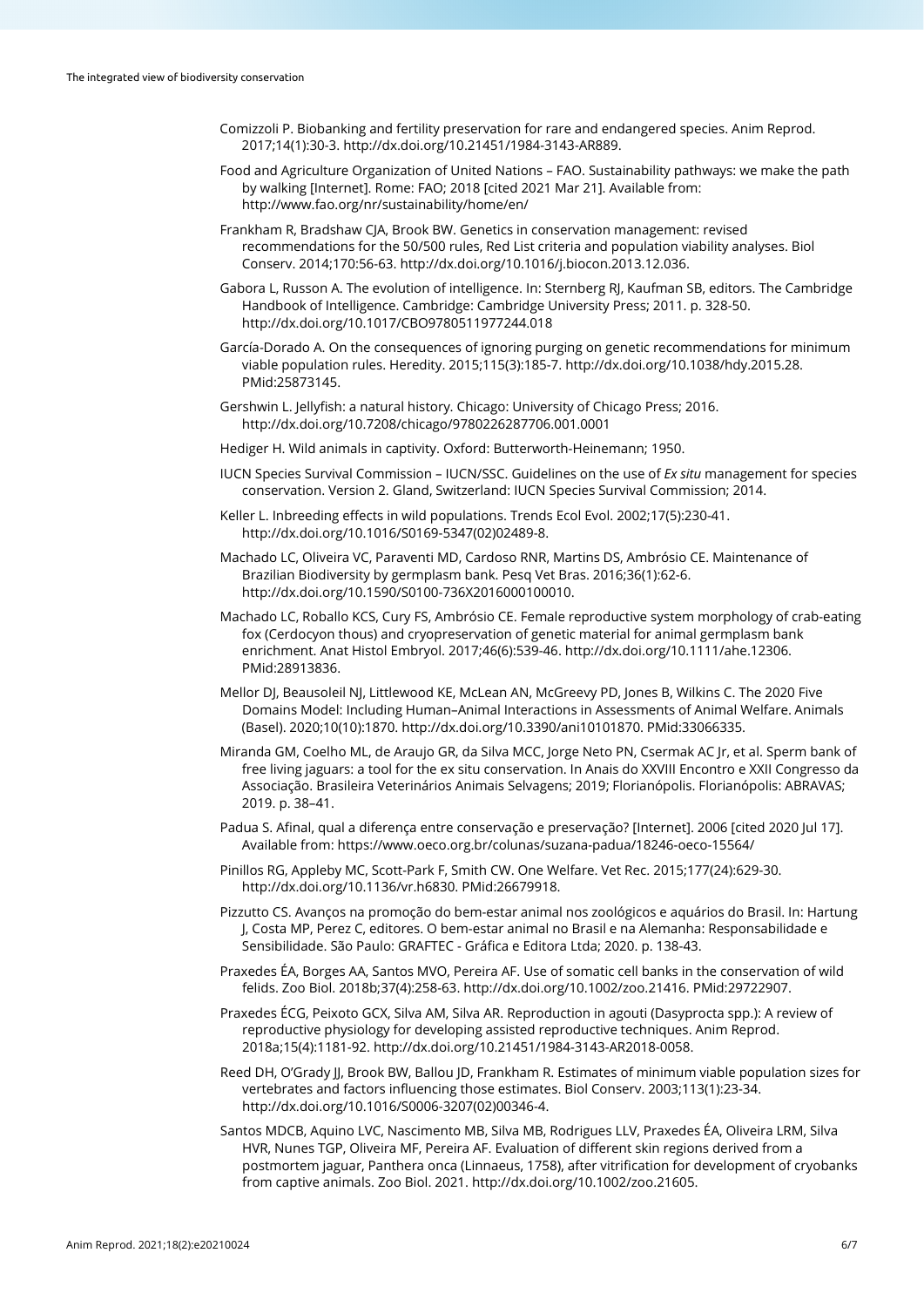Comizzoli P. Biobanking and fertility preservation for rare and endangered species. Anim Reprod. 2017;14(1):30-3. http://dx.doi.org/10.21451/1984-3143-AR889.

Food and Agriculture Organization of United Nations – FAO. Sustainability pathways: we make the path by walking [Internet]. Rome: FAO; 2018 [cited 2021 Mar 21]. Available from: http://www.fao.org/nr/sustainability/home/en/

Frankham R, Bradshaw CJA, Brook BW. Genetics in conservation management: revised recommendations for the 50/500 rules, Red List criteria and population viability analyses. Biol Conserv. 2014;170:56-63. http://dx.doi.org/10.1016/j.biocon.2013.12.036.

Gabora L, Russon A. The evolution of intelligence. In: Sternberg RJ, Kaufman SB, editors. The Cambridge Handbook of Intelligence. Cambridge: Cambridge University Press; 2011. p. 328-50. http://dx.doi.org/10.1017/CBO9780511977244.018

García-Dorado A. On the consequences of ignoring purging on genetic recommendations for minimum viable population rules. Heredity. 2015;115(3):185-7. http://dx.doi.org/10.1038/hdy.2015.28. PMid:25873145.

Gershwin L. Jellyfish: a natural history. Chicago: University of Chicago Press; 2016. http://dx.doi.org/10.7208/chicago/9780226287706.001.0001

Hediger H. Wild animals in captivity. Oxford: Butterworth-Heinemann; 1950.

IUCN Species Survival Commission – IUCN/SSC. Guidelines on the use of *Ex situ* management for species conservation. Version 2. Gland, Switzerland: IUCN Species Survival Commission; 2014.

Keller L. Inbreeding effects in wild populations. Trends Ecol Evol. 2002;17(5):230-41. http://dx.doi.org/10.1016/S0169-5347(02)02489-8.

Machado LC, Oliveira VC, Paraventi MD, Cardoso RNR, Martins DS, Ambrósio CE. Maintenance of Brazilian Biodiversity by germplasm bank. Pesq Vet Bras. 2016;36(1):62-6. http://dx.doi.org/10.1590/S0100-736X2016000100010.

Machado LC, Roballo KCS, Cury FS, Ambrósio CE. Female reproductive system morphology of crab-eating fox (Cerdocyon thous) and cryopreservation of genetic material for animal germplasm bank enrichment. Anat Histol Embryol. 2017;46(6):539-46. http://dx.doi.org/10.1111/ahe.12306. PMid:28913836.

Mellor DJ, Beausoleil NJ, Littlewood KE, McLean AN, McGreevy PD, Jones B, Wilkins C. The 2020 Five Domains Model: Including Human–Animal Interactions in Assessments of Animal Welfare. Animals (Basel). 2020;10(10):1870. http://dx.doi.org/10.3390/ani10101870. PMid:33066335.

Miranda GM, Coelho ML, de Araujo GR, da Silva MCC, Jorge Neto PN, Csermak AC Jr, et al. Sperm bank of free living jaguars: a tool for the ex situ conservation. In Anais do XXVIII Encontro e XXII Congresso da Associação. Brasileira Veterinários Animais Selvagens; 2019; Florianópolis. Florianópolis: ABRAVAS; 2019. p. 38–41.

Padua S. Afinal, qual a diferença entre conservação e preservação? [Internet]. 2006 [cited 2020 Jul 17]. Available from: https://www.oeco.org.br/colunas/suzana-padua/18246-oeco-15564/

Pinillos RG, Appleby MC, Scott-Park F, Smith CW. One Welfare. Vet Rec. 2015;177(24):629-30. http://dx.doi.org/10.1136/vr.h6830. PMid:26679918.

Pizzutto CS. Avanços na promoção do bem-estar animal nos zoológicos e aquários do Brasil. In: Hartung J, Costa MP, Perez C, editores. O bem-estar animal no Brasil e na Alemanha: Responsabilidade e Sensibilidade. São Paulo: GRAFTEC - Gráfica e Editora Ltda; 2020. p. 138-43.

Praxedes ÉA, Borges AA, Santos MVO, Pereira AF. Use of somatic cell banks in the conservation of wild felids. Zoo Biol. 2018b;37(4):258-63. http://dx.doi.org/10.1002/zoo.21416. PMid:29722907.

Praxedes ÉCG, Peixoto GCX, Silva AM, Silva AR. Reproduction in agouti (Dasyprocta spp.): A review of reproductive physiology for developing assisted reproductive techniques. Anim Reprod. 2018a;15(4):1181-92. http://dx.doi.org/10.21451/1984-3143-AR2018-0058.

Reed DH, O'Grady JJ, Brook BW, Ballou JD, Frankham R. Estimates of minimum viable population sizes for vertebrates and factors influencing those estimates. Biol Conserv. 2003;113(1):23-34. http://dx.doi.org/10.1016/S0006-3207(02)00346-4.

Santos MDCB, Aquino LVC, Nascimento MB, Silva MB, Rodrigues LLV, Praxedes ÉA, Oliveira LRM, Silva HVR, Nunes TGP, Oliveira MF, Pereira AF. Evaluation of different skin regions derived from a postmortem jaguar, Panthera onca (Linnaeus, 1758), after vitrification for development of cryobanks from captive animals. Zoo Biol. 2021. http://dx.doi.org/10.1002/zoo.21605.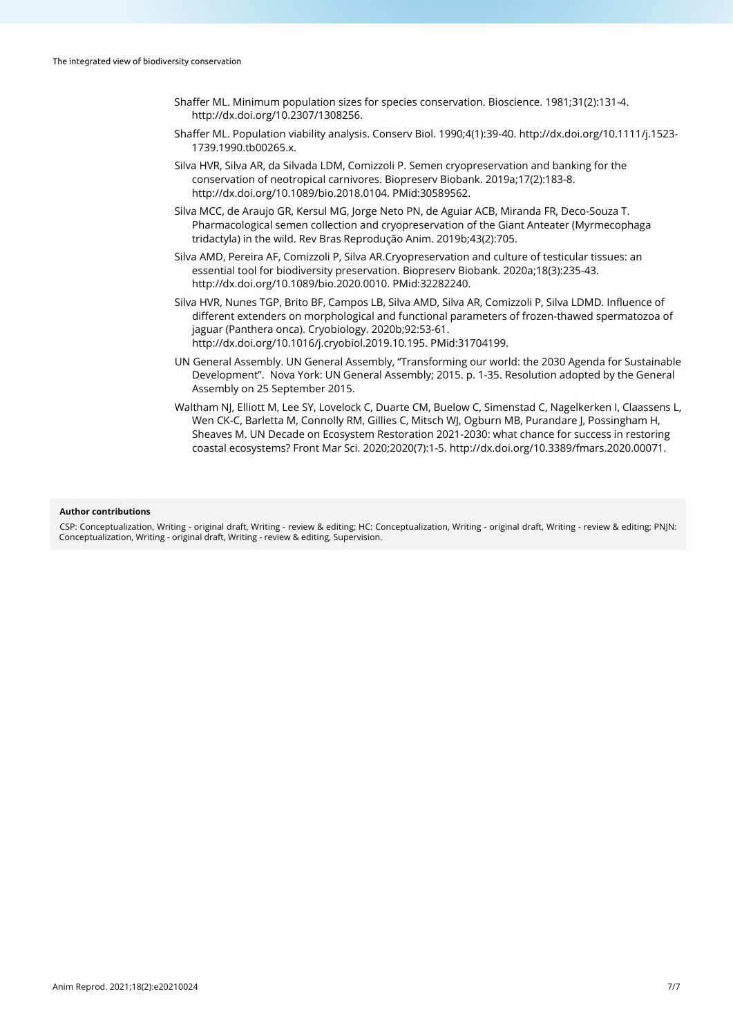Shaffer ML. Minimum population sizes for species conservation. Bioscience. 1981;31(2):131-4. http://dx.doi.org/10.2307/1308256.

Shaffer ML. Population viability analysis. Conserv Biol. 1990;4(1):39-40. http://dx.doi.org/10.1111/j.1523-1739.1990.tb00265.x.

Silva HVR, Silva AR, da Silvada LDM, Comizzoli P. Semen cryopreservation and banking for the conservation of neotropical carnivores. Biopreserv Biobank. 2019a;17(2):183-8. http://dx.doi.org/10.1089/bio.2018.0104. PMid:30589562.

Silva MCC, de Araujo GR, Kersul MG, Jorge Neto PN, de Aguiar ACB, Miranda FR, Deco-Souza T. Pharmacological semen collection and cryopreservation of the Giant Anteater (Myrmecophaga tridactyla) in the wild. Rev Bras Reprodução Anim. 2019b;43(2):705.

Silva AMD, Pereira AF, Comizzoli P, Silva AR.Cryopreservation and culture of testicular tissues: an essential tool for biodiversity preservation. Biopreserv Biobank. 2020a;18(3):235-43. http://dx.doi.org/10.1089/bio.2020.0010. PMid:32282240.

Silva HVR, Nunes TGP, Brito BF, Campos LB, Silva AMD, Silva AR, Comizzoli P, Silva LDMD. Influence of different extenders on morphological and functional parameters of frozen-thawed spermatozoa of jaguar (Panthera onca). Cryobiology. 2020b;92:53-61. http://dx.doi.org/10.1016/j.cryobiol.2019.10.195. PMid:31704199.

UN General Assembly. UN General Assembly, "Transforming our world: the 2030 Agenda for Sustainable Development". Nova York: UN General Assembly; 2015. p. 1-35. Resolution adopted by the General Assembly on 25 September 2015.

Waltham NJ, Elliott M, Lee SY, Lovelock C, Duarte CM, Buelow C, Simenstad C, Nagelkerken I, Claassens L, Wen CK-C, Barletta M, Connolly RM, Gillies C, Mitsch WJ, Ogburn MB, Purandare J, Possingham H, Sheaves M. UN Decade on Ecosystem Restoration 2021-2030: what chance for success in restoring coastal ecosystems? Front Mar Sci. 2020;2020(7):1-5. http://dx.doi.org/10.3389/fmars.2020.00071.

**Author contributions**

CSP: Conceptualization, Writing - original draft, Writing - review & editing; HC: Conceptualization, Writing - original draft, Writing - review & editing; PNJN: Conceptualization, Writing - original draft, Writing - review & editing, Supervision.